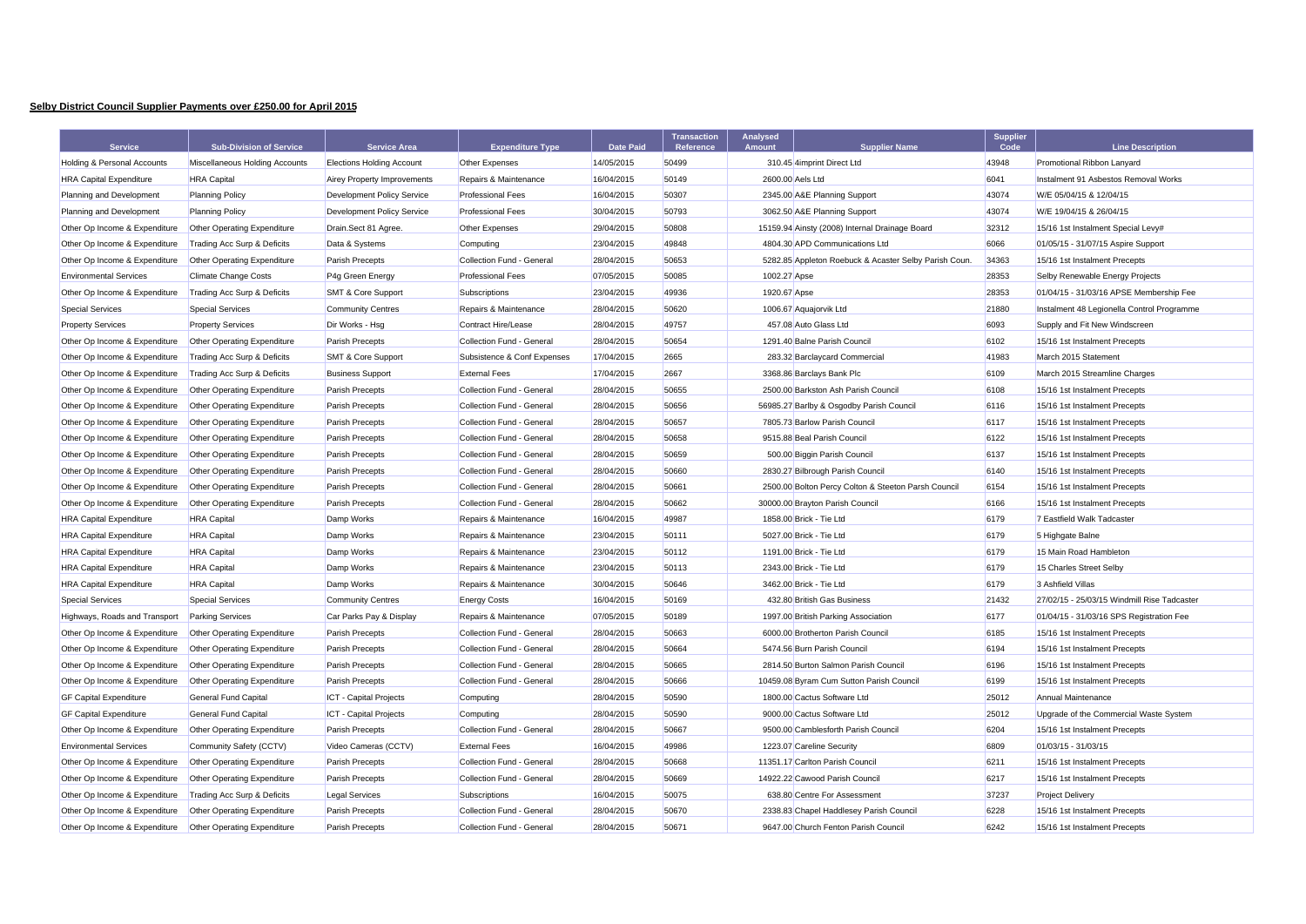**Selby District Council Supplier Payments over £250.00 for April 2015**

| Service | Sub-Division of Service | Service Area | Expenditure Type | Date Paid | Transaction Reference | Analysed Amount | Supplier Name | Supplier Code | Line Description |
|---|---|---|---|---|---|---|---|---|---|
| Holding & Personal Accounts | Miscellaneous Holding Accounts | Elections Holding Account | Other Expenses | 14/05/2015 | 50499 | 310.45 | 4imprint Direct Ltd | 43948 | Promotional Ribbon Lanyard |
| HRA Capital Expenditure | HRA Capital | Airey Property Improvements | Repairs & Maintenance | 16/04/2015 | 50149 | 2600.00 | Aels Ltd | 6041 | Instalment 91 Asbestos Removal Works |
| Planning and Development | Planning Policy | Development Policy Service | Professional Fees | 16/04/2015 | 50307 | 2345.00 | A&E Planning Support | 43074 | W/E 05/04/15 & 12/04/15 |
| Planning and Development | Planning Policy | Development Policy Service | Professional Fees | 30/04/2015 | 50793 | 3062.50 | A&E Planning Support | 43074 | W/E 19/04/15 & 26/04/15 |
| Other Op Income & Expenditure | Other Operating Expenditure | Drain.Sect 81 Agree. | Other Expenses | 29/04/2015 | 50808 | 15159.94 | Ainsty (2008) Internal Drainage Board | 32312 | 15/16 1st Instalment Special Levy# |
| Other Op Income & Expenditure | Trading Acc Surp & Deficits | Data & Systems | Computing | 23/04/2015 | 49848 | 4804.30 | APD Communications Ltd | 6066 | 01/05/15 - 31/07/15 Aspire Support |
| Other Op Income & Expenditure | Other Operating Expenditure | Parish Precepts | Collection Fund - General | 28/04/2015 | 50653 | 5282.85 | Appleton Roebuck & Acaster Selby Parish Coun. | 34363 | 15/16 1st Instalment Precepts |
| Environmental Services | Climate Change Costs | P4g Green Energy | Professional Fees | 07/05/2015 | 50085 | 1002.27 | Apse | 28353 | Selby Renewable Energy Projects |
| Other Op Income & Expenditure | Trading Acc Surp & Deficits | SMT & Core Support | Subscriptions | 23/04/2015 | 49936 | 1920.67 | Apse | 28353 | 01/04/15 - 31/03/16 APSE Membership Fee |
| Special Services | Special Services | Community Centres | Repairs & Maintenance | 28/04/2015 | 50620 | 1006.67 | Aquajorvik Ltd | 21880 | Instalment 48 Legionella Control Programme |
| Property Services | Property Services | Dir Works - Hsg | Contract Hire/Lease | 28/04/2015 | 49757 | 457.08 | Auto Glass Ltd | 6093 | Supply and Fit New Windscreen |
| Other Op Income & Expenditure | Other Operating Expenditure | Parish Precepts | Collection Fund - General | 28/04/2015 | 50654 | 1291.40 | Balne Parish Council | 6102 | 15/16 1st Instalment Precepts |
| Other Op Income & Expenditure | Trading Acc Surp & Deficits | SMT & Core Support | Subsistence & Conf Expenses | 17/04/2015 | 2665 | 283.32 | Barclaycard Commercial | 41983 | March 2015 Statement |
| Other Op Income & Expenditure | Trading Acc Surp & Deficits | Business Support | External Fees | 17/04/2015 | 2667 | 3368.86 | Barclays Bank Plc | 6109 | March 2015 Streamline Charges |
| Other Op Income & Expenditure | Other Operating Expenditure | Parish Precepts | Collection Fund - General | 28/04/2015 | 50655 | 2500.00 | Barkston Ash Parish Council | 6108 | 15/16 1st Instalment Precepts |
| Other Op Income & Expenditure | Other Operating Expenditure | Parish Precepts | Collection Fund - General | 28/04/2015 | 50656 | 56985.27 | Barlby & Osgodby Parish Council | 6116 | 15/16 1st Instalment Precepts |
| Other Op Income & Expenditure | Other Operating Expenditure | Parish Precepts | Collection Fund - General | 28/04/2015 | 50657 | 7805.73 | Barlow Parish Council | 6117 | 15/16 1st Instalment Precepts |
| Other Op Income & Expenditure | Other Operating Expenditure | Parish Precepts | Collection Fund - General | 28/04/2015 | 50658 | 9515.88 | Beal Parish Council | 6122 | 15/16 1st Instalment Precepts |
| Other Op Income & Expenditure | Other Operating Expenditure | Parish Precepts | Collection Fund - General | 28/04/2015 | 50659 | 500.00 | Biggin Parish Council | 6137 | 15/16 1st Instalment Precepts |
| Other Op Income & Expenditure | Other Operating Expenditure | Parish Precepts | Collection Fund - General | 28/04/2015 | 50660 | 2830.27 | Bilbrough Parish Council | 6140 | 15/16 1st Instalment Precepts |
| Other Op Income & Expenditure | Other Operating Expenditure | Parish Precepts | Collection Fund - General | 28/04/2015 | 50661 | 2500.00 | Bolton Percy Colton & Steeton Parsh Council | 6154 | 15/16 1st Instalment Precepts |
| Other Op Income & Expenditure | Other Operating Expenditure | Parish Precepts | Collection Fund - General | 28/04/2015 | 50662 | 30000.00 | Brayton Parish Council | 6166 | 15/16 1st Instalment Precepts |
| HRA Capital Expenditure | HRA Capital | Damp Works | Repairs & Maintenance | 16/04/2015 | 49987 | 1858.00 | Brick - Tie Ltd | 6179 | 7 Eastfield Walk Tadcaster |
| HRA Capital Expenditure | HRA Capital | Damp Works | Repairs & Maintenance | 23/04/2015 | 50111 | 5027.00 | Brick - Tie Ltd | 6179 | 5 Highgate Balne |
| HRA Capital Expenditure | HRA Capital | Damp Works | Repairs & Maintenance | 23/04/2015 | 50112 | 1191.00 | Brick - Tie Ltd | 6179 | 15 Main Road Hambleton |
| HRA Capital Expenditure | HRA Capital | Damp Works | Repairs & Maintenance | 23/04/2015 | 50113 | 2343.00 | Brick - Tie Ltd | 6179 | 15 Charles Street Selby |
| HRA Capital Expenditure | HRA Capital | Damp Works | Repairs & Maintenance | 30/04/2015 | 50646 | 3462.00 | Brick - Tie Ltd | 6179 | 3 Ashfield Villas |
| Special Services | Special Services | Community Centres | Energy Costs | 16/04/2015 | 50169 | 432.80 | British Gas Business | 21432 | 27/02/15 - 25/03/15 Windmill Rise Tadcaster |
| Highways, Roads and Transport | Parking Services | Car Parks Pay & Display | Repairs & Maintenance | 07/05/2015 | 50189 | 1997.00 | British Parking Association | 6177 | 01/04/15 - 31/03/16 SPS Registration Fee |
| Other Op Income & Expenditure | Other Operating Expenditure | Parish Precepts | Collection Fund - General | 28/04/2015 | 50663 | 6000.00 | Brotherton Parish Council | 6185 | 15/16 1st Instalment Precepts |
| Other Op Income & Expenditure | Other Operating Expenditure | Parish Precepts | Collection Fund - General | 28/04/2015 | 50664 | 5474.56 | Burn Parish Council | 6194 | 15/16 1st Instalment Precepts |
| Other Op Income & Expenditure | Other Operating Expenditure | Parish Precepts | Collection Fund - General | 28/04/2015 | 50665 | 2814.50 | Burton Salmon Parish Council | 6196 | 15/16 1st Instalment Precepts |
| Other Op Income & Expenditure | Other Operating Expenditure | Parish Precepts | Collection Fund - General | 28/04/2015 | 50666 | 10459.08 | Byram Cum Sutton Parish Council | 6199 | 15/16 1st Instalment Precepts |
| GF Capital Expenditure | General Fund Capital | ICT - Capital Projects | Computing | 28/04/2015 | 50590 | 1800.00 | Cactus Software Ltd | 25012 | Annual Maintenance |
| GF Capital Expenditure | General Fund Capital | ICT - Capital Projects | Computing | 28/04/2015 | 50590 | 9000.00 | Cactus Software Ltd | 25012 | Upgrade of the Commercial Waste System |
| Other Op Income & Expenditure | Other Operating Expenditure | Parish Precepts | Collection Fund - General | 28/04/2015 | 50667 | 9500.00 | Camblesforth Parish Council | 6204 | 15/16 1st Instalment Precepts |
| Environmental Services | Community Safety (CCTV) | Video Cameras (CCTV) | External Fees | 16/04/2015 | 49986 | 1223.07 | Careline Security | 6809 | 01/03/15 - 31/03/15 |
| Other Op Income & Expenditure | Other Operating Expenditure | Parish Precepts | Collection Fund - General | 28/04/2015 | 50668 | 11351.17 | Carlton Parish Council | 6211 | 15/16 1st Instalment Precepts |
| Other Op Income & Expenditure | Other Operating Expenditure | Parish Precepts | Collection Fund - General | 28/04/2015 | 50669 | 14922.22 | Cawood Parish Council | 6217 | 15/16 1st Instalment Precepts |
| Other Op Income & Expenditure | Trading Acc Surp & Deficits | Legal Services | Subscriptions | 16/04/2015 | 50075 | 638.80 | Centre For Assessment | 37237 | Project Delivery |
| Other Op Income & Expenditure | Other Operating Expenditure | Parish Precepts | Collection Fund - General | 28/04/2015 | 50670 | 2338.83 | Chapel Haddlesey Parish Council | 6228 | 15/16 1st Instalment Precepts |
| Other Op Income & Expenditure | Other Operating Expenditure | Parish Precepts | Collection Fund - General | 28/04/2015 | 50671 | 9647.00 | Church Fenton Parish Council | 6242 | 15/16 1st Instalment Precepts |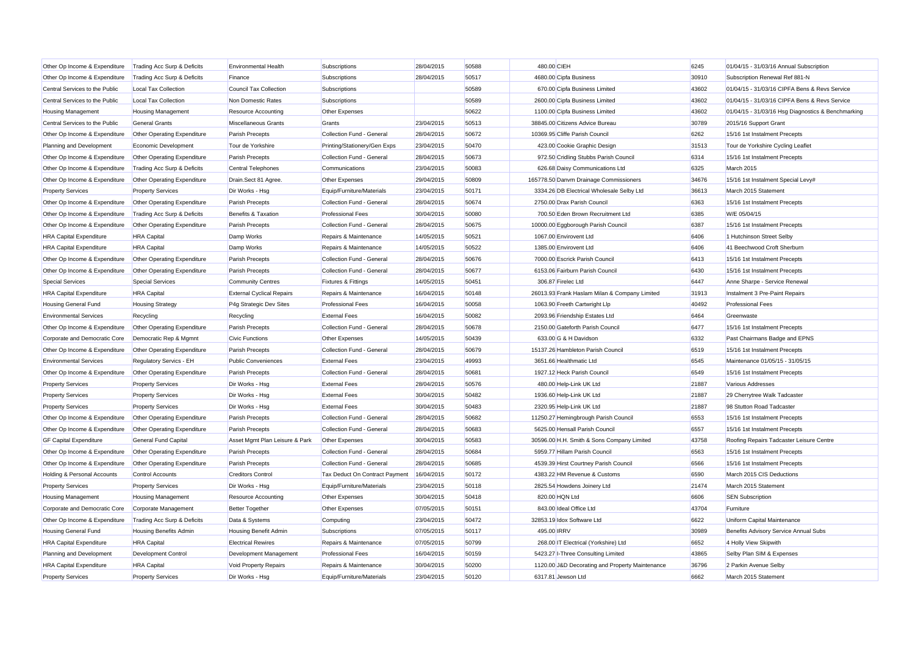| | | | | | | | | | |
|---|---|---|---|---|---|---|---|---|---|
| Other Op Income & Expenditure | Trading Acc Surp & Deficits | Environmental Health | Subscriptions | 28/04/2015 | 50588 | 480.00 | CIEH | 6245 | 01/04/15 - 31/03/16 Annual Subscription |
| Other Op Income & Expenditure | Trading Acc Surp & Deficits | Finance | Subscriptions | 28/04/2015 | 50517 | 4680.00 | Cipfa Business | 30910 | Subscription Renewal Ref 881-N |
| Central Services to the Public | Local Tax Collection | Council Tax Collection | Subscriptions | | 50589 | 670.00 | Cipfa Business Limited | 43602 | 01/04/15 - 31/03/16 CIPFA Bens & Revs Service |
| Central Services to the Public | Local Tax Collection | Non Domestic Rates | Subscriptions | | 50589 | 2600.00 | Cipfa Business Limited | 43602 | 01/04/15 - 31/03/16 CIPFA Bens & Revs Service |
| Housing Management | Housing Management | Resource Accounting | Other Expenses | | 50622 | 1100.00 | Cipfa Business Limited | 43602 | 01/04/15 - 31/03/16 Hsg Diagnostics & Benchmarking |
| Central Services to the Public | General Grants | Miscellaneous Grants | Grants | 23/04/2015 | 50513 | 38845.00 | Citizens Advice Bureau | 30789 | 2015/16 Support Grant |
| Other Op Income & Expenditure | Other Operating Expenditure | Parish Precepts | Collection Fund - General | 28/04/2015 | 50672 | 10369.95 | Cliffe Parish Council | 6262 | 15/16 1st Instalment Precepts |
| Planning and Development | Economic Development | Tour de Yorkshire | Printing/Stationery/Gen Exps | 23/04/2015 | 50470 | 423.00 | Cookie Graphic Design | 31513 | Tour de Yorkshire Cycling Leaflet |
| Other Op Income & Expenditure | Other Operating Expenditure | Parish Precepts | Collection Fund - General | 28/04/2015 | 50673 | 972.50 | Cridling Stubbs Parish Council | 6314 | 15/16 1st Instalment Precepts |
| Other Op Income & Expenditure | Trading Acc Surp & Deficits | Central Telephones | Communications | 23/04/2015 | 50083 | 626.68 | Daisy Communications Ltd | 6325 | March 2015 |
| Other Op Income & Expenditure | Other Operating Expenditure | Drain.Sect 81 Agree. | Other Expenses | 29/04/2015 | 50809 | 165778.50 | Danvm Drainage Commissioners | 34676 | 15/16 1st Instalment Special Levy# |
| Property Services | Property Services | Dir Works - Hsg | Equip/Furniture/Materials | 23/04/2015 | 50171 | 3334.26 | DB Electrical Wholesale Selby Ltd | 36613 | March 2015 Statement |
| Other Op Income & Expenditure | Other Operating Expenditure | Parish Precepts | Collection Fund - General | 28/04/2015 | 50674 | 2750.00 | Drax Parish Council | 6363 | 15/16 1st Instalment Precepts |
| Other Op Income & Expenditure | Trading Acc Surp & Deficits | Benefits & Taxation | Professional Fees | 30/04/2015 | 50080 | 700.50 | Eden Brown Recruitment Ltd | 6385 | W/E 05/04/15 |
| Other Op Income & Expenditure | Other Operating Expenditure | Parish Precepts | Collection Fund - General | 28/04/2015 | 50675 | 10000.00 | Eggborough Parish Council | 6387 | 15/16 1st Instalment Precepts |
| HRA Capital Expenditure | HRA Capital | Damp Works | Repairs & Maintenance | 14/05/2015 | 50521 | 1067.00 | Envirovent Ltd | 6406 | 1 Hutchinson Street Selby |
| HRA Capital Expenditure | HRA Capital | Damp Works | Repairs & Maintenance | 14/05/2015 | 50522 | 1385.00 | Envirovent Ltd | 6406 | 41 Beechwood Croft Sherburn |
| Other Op Income & Expenditure | Other Operating Expenditure | Parish Precepts | Collection Fund - General | 28/04/2015 | 50676 | 7000.00 | Escrick Parish Council | 6413 | 15/16 1st Instalment Precepts |
| Other Op Income & Expenditure | Other Operating Expenditure | Parish Precepts | Collection Fund - General | 28/04/2015 | 50677 | 6153.06 | Fairburn Parish Council | 6430 | 15/16 1st Instalment Precepts |
| Special Services | Special Services | Community Centres | Fixtures & Fittings | 14/05/2015 | 50451 | 306.87 | Firelec Ltd | 6447 | Anne Sharpe - Service Renewal |
| HRA Capital Expenditure | HRA Capital | External Cyclical Repairs | Repairs & Maintenance | 16/04/2015 | 50148 | 26013.93 | Frank Haslam Milan & Company Limited | 31913 | Instalment 3 Pre-Paint Repairs |
| Housing General Fund | Housing Strategy | P4g Strategic Dev Sites | Professional Fees | 16/04/2015 | 50058 | 1063.90 | Freeth Cartwright Llp | 40492 | Professional Fees |
| Environmental Services | Recycling | Recycling | External Fees | 16/04/2015 | 50082 | 2093.96 | Friendship Estates Ltd | 6464 | Greenwaste |
| Other Op Income & Expenditure | Other Operating Expenditure | Parish Precepts | Collection Fund - General | 28/04/2015 | 50678 | 2150.00 | Gateforth Parish Council | 6477 | 15/16 1st Instalment Precepts |
| Corporate and Democratic Core | Democratic Rep & Mgmnt | Civic Functions | Other Expenses | 14/05/2015 | 50439 | 633.00 | G & H Davidson | 6332 | Past Chairmans Badge and EPNS |
| Other Op Income & Expenditure | Other Operating Expenditure | Parish Precepts | Collection Fund - General | 28/04/2015 | 50679 | 15137.26 | Hambleton Parish Council | 6519 | 15/16 1st Instalment Precepts |
| Environmental Services | Regulatory Servics - EH | Public Conveniences | External Fees | 23/04/2015 | 49993 | 3651.66 | Healthmatic Ltd | 6545 | Maintenance 01/05/15 - 31/05/15 |
| Other Op Income & Expenditure | Other Operating Expenditure | Parish Precepts | Collection Fund - General | 28/04/2015 | 50681 | 1927.12 | Heck Parish Council | 6549 | 15/16 1st Instalment Precepts |
| Property Services | Property Services | Dir Works - Hsg | External Fees | 28/04/2015 | 50576 | 480.00 | Help-Link UK Ltd | 21887 | Various Addresses |
| Property Services | Property Services | Dir Works - Hsg | External Fees | 30/04/2015 | 50482 | 1936.60 | Help-Link UK Ltd | 21887 | 29 Cherrytree Walk Tadcaster |
| Property Services | Property Services | Dir Works - Hsg | External Fees | 30/04/2015 | 50483 | 2320.95 | Help-Link UK Ltd | 21887 | 98 Stutton Road Tadcaster |
| Other Op Income & Expenditure | Other Operating Expenditure | Parish Precepts | Collection Fund - General | 28/04/2015 | 50682 | 11250.27 | Hemingbrough Parish Council | 6553 | 15/16 1st Instalment Precepts |
| Other Op Income & Expenditure | Other Operating Expenditure | Parish Precepts | Collection Fund - General | 28/04/2015 | 50683 | 5625.00 | Hensall Parish Council | 6557 | 15/16 1st Instalment Precepts |
| GF Capital Expenditure | General Fund Capital | Asset Mgmt Plan Leisure & Park | Other Expenses | 30/04/2015 | 50583 | 30596.00 | H.H. Smith & Sons Company Limited | 43758 | Roofing Repairs Tadcaster Leisure Centre |
| Other Op Income & Expenditure | Other Operating Expenditure | Parish Precepts | Collection Fund - General | 28/04/2015 | 50684 | 5959.77 | Hillam Parish Council | 6563 | 15/16 1st Instalment Precepts |
| Other Op Income & Expenditure | Other Operating Expenditure | Parish Precepts | Collection Fund - General | 28/04/2015 | 50685 | 4539.39 | Hirst Courtney Parish Council | 6566 | 15/16 1st Instalment Precepts |
| Holding & Personal Accounts | Control Accounts | Creditors Control | Tax Deduct On Contract Payment | 16/04/2015 | 50172 | 4383.22 | HM Revenue & Customs | 6590 | March 2015 CIS Deductions |
| Property Services | Property Services | Dir Works - Hsg | Equip/Furniture/Materials | 23/04/2015 | 50118 | 2825.54 | Howdens Joinery Ltd | 21474 | March 2015 Statement |
| Housing Management | Housing Management | Resource Accounting | Other Expenses | 30/04/2015 | 50418 | 820.00 | HQN Ltd | 6606 | SEN Subscription |
| Corporate and Democratic Core | Corporate Management | Better Together | Other Expenses | 07/05/2015 | 50151 | 843.00 | Ideal Office Ltd | 43704 | Furniture |
| Other Op Income & Expenditure | Trading Acc Surp & Deficits | Data & Systems | Computing | 23/04/2015 | 50472 | 32853.19 | Idox Software Ltd | 6622 | Uniform Capital Maintenance |
| Housing General Fund | Housing Benefits Admin | Housing Benefit Admin | Subscriptions | 07/05/2015 | 50117 | 495.00 | IRRV | 30989 | Benefits Advisory Service Annual Subs |
| HRA Capital Expenditure | HRA Capital | Electrical Rewires | Repairs & Maintenance | 07/05/2015 | 50799 | 268.00 | IT Electrical (Yorkshire) Ltd | 6652 | 4 Holly View Skipwith |
| Planning and Development | Development Control | Development Management | Professional Fees | 16/04/2015 | 50159 | 5423.27 | I-Three Consulting Limited | 43865 | Selby Plan SIM & Expenses |
| HRA Capital Expenditure | HRA Capital | Void Property Repairs | Repairs & Maintenance | 30/04/2015 | 50200 | 1120.00 | J&D Decorating and Property Maintenance | 36796 | 2 Parkin Avenue Selby |
| Property Services | Property Services | Dir Works - Hsg | Equip/Furniture/Materials | 23/04/2015 | 50120 | 6317.81 | Jewson Ltd | 6662 | March 2015 Statement |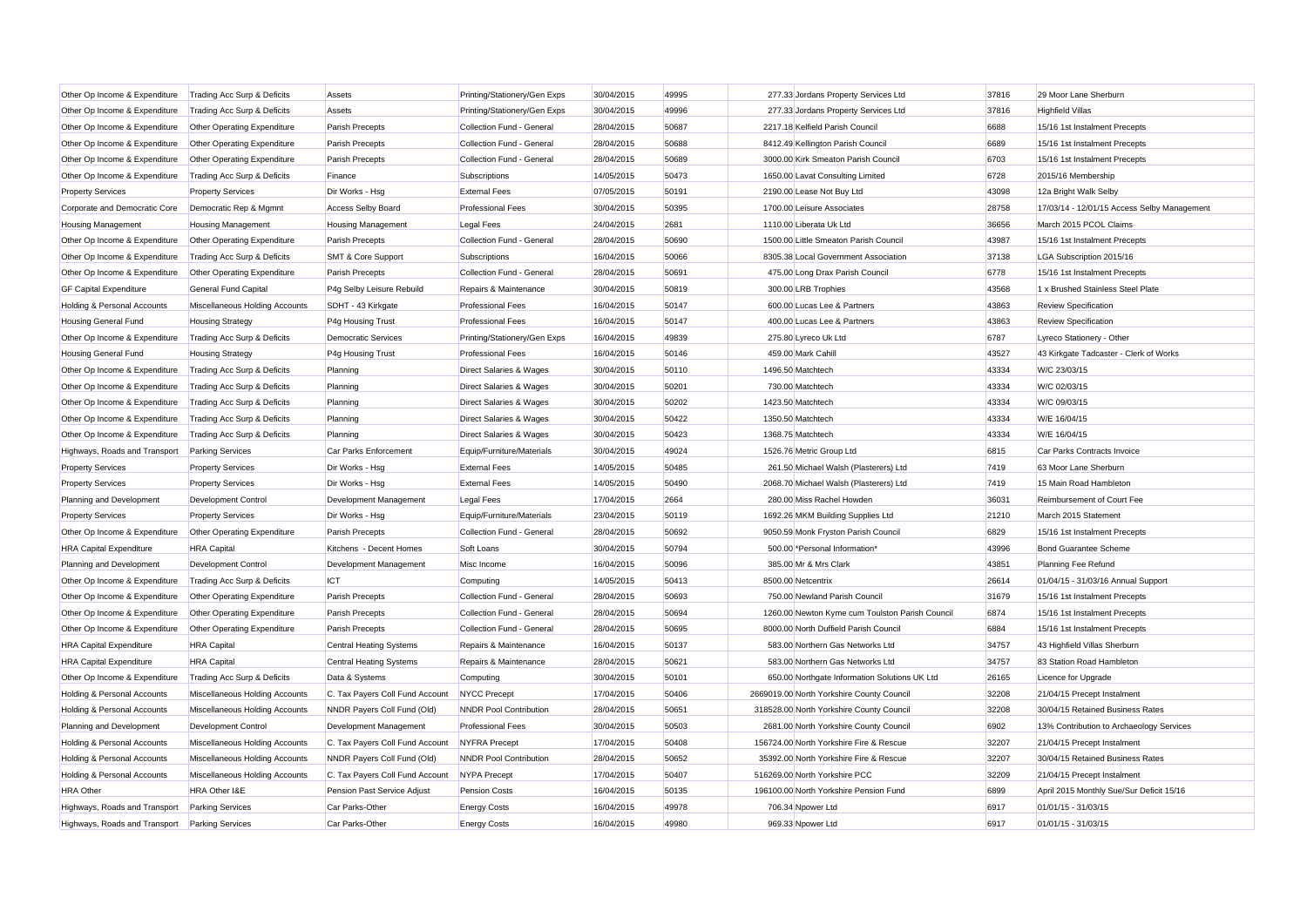| Other Op Income & Expenditure | Trading Acc Surp & Deficits | Assets | Printing/Stationery/Gen Exps | 30/04/2015 | 49995 | 277.33 | Jordans Property Services Ltd | 37816 | 29 Moor Lane Sherburn |
|---|---|---|---|---|---|---|---|---|---|
| Other Op Income & Expenditure | Trading Acc Surp & Deficits | Assets | Printing/Stationery/Gen Exps | 30/04/2015 | 49996 | 277.33 | Jordans Property Services Ltd | 37816 | Highfield Villas |
| Other Op Income & Expenditure | Other Operating Expenditure | Parish Precepts | Collection Fund - General | 28/04/2015 | 50687 | 2217.18 | Kelfield Parish Council | 6688 | 15/16 1st Instalment Precepts |
| Other Op Income & Expenditure | Other Operating Expenditure | Parish Precepts | Collection Fund - General | 28/04/2015 | 50688 | 8412.49 | Kellington Parish Council | 6689 | 15/16 1st Instalment Precepts |
| Other Op Income & Expenditure | Other Operating Expenditure | Parish Precepts | Collection Fund - General | 28/04/2015 | 50689 | 3000.00 | Kirk Smeaton Parish Council | 6703 | 15/16 1st Instalment Precepts |
| Other Op Income & Expenditure | Trading Acc Surp & Deficits | Finance | Subscriptions | 14/05/2015 | 50473 | 1650.00 | Lavat Consulting Limited | 6728 | 2015/16 Membership |
| Property Services | Property Services | Dir Works - Hsg | External Fees | 07/05/2015 | 50191 | 2190.00 | Lease Not Buy Ltd | 43098 | 12a Bright Walk Selby |
| Corporate and Democratic Core | Democratic Rep & Mgmnt | Access Selby Board | Professional Fees | 30/04/2015 | 50395 | 1700.00 | Leisure Associates | 28758 | 17/03/14 - 12/01/15 Access Selby Management |
| Housing Management | Housing Management | Housing Management | Legal Fees | 24/04/2015 | 2681 | 1110.00 | Liberata Uk Ltd | 36656 | March 2015 PCOL Claims |
| Other Op Income & Expenditure | Other Operating Expenditure | Parish Precepts | Collection Fund - General | 28/04/2015 | 50690 | 1500.00 | Little Smeaton Parish Council | 43987 | 15/16 1st Instalment Precepts |
| Other Op Income & Expenditure | Trading Acc Surp & Deficits | SMT & Core Support | Subscriptions | 16/04/2015 | 50066 | 8305.38 | Local Government Association | 37138 | LGA Subscription 2015/16 |
| Other Op Income & Expenditure | Other Operating Expenditure | Parish Precepts | Collection Fund - General | 28/04/2015 | 50691 | 475.00 | Long Drax Parish Council | 6778 | 15/16 1st Instalment Precepts |
| GF Capital Expenditure | General Fund Capital | P4g Selby Leisure Rebuild | Repairs & Maintenance | 30/04/2015 | 50819 | 300.00 | LRB Trophies | 43568 | 1 x Brushed Stainless Steel Plate |
| Holding & Personal Accounts | Miscellaneous Holding Accounts | SDHT - 43 Kirkgate | Professional Fees | 16/04/2015 | 50147 | 600.00 | Lucas Lee & Partners | 43863 | Review Specification |
| Housing General Fund | Housing Strategy | P4g Housing Trust | Professional Fees | 16/04/2015 | 50147 | 400.00 | Lucas Lee & Partners | 43863 | Review Specification |
| Other Op Income & Expenditure | Trading Acc Surp & Deficits | Democratic Services | Printing/Stationery/Gen Exps | 16/04/2015 | 49839 | 275.80 | Lyreco Uk Ltd | 6787 | Lyreco Stationery - Other |
| Housing General Fund | Housing Strategy | P4g Housing Trust | Professional Fees | 16/04/2015 | 50146 | 459.00 | Mark Cahill | 43527 | 43 Kirkgate Tadcaster - Clerk of Works |
| Other Op Income & Expenditure | Trading Acc Surp & Deficits | Planning | Direct Salaries & Wages | 30/04/2015 | 50110 | 1496.50 | Matchtech | 43334 | W/C 23/03/15 |
| Other Op Income & Expenditure | Trading Acc Surp & Deficits | Planning | Direct Salaries & Wages | 30/04/2015 | 50201 | 730.00 | Matchtech | 43334 | W/C 02/03/15 |
| Other Op Income & Expenditure | Trading Acc Surp & Deficits | Planning | Direct Salaries & Wages | 30/04/2015 | 50202 | 1423.50 | Matchtech | 43334 | W/C 09/03/15 |
| Other Op Income & Expenditure | Trading Acc Surp & Deficits | Planning | Direct Salaries & Wages | 30/04/2015 | 50422 | 1350.50 | Matchtech | 43334 | W/E 16/04/15 |
| Other Op Income & Expenditure | Trading Acc Surp & Deficits | Planning | Direct Salaries & Wages | 30/04/2015 | 50423 | 1368.75 | Matchtech | 43334 | W/E 16/04/15 |
| Highways, Roads and Transport | Parking Services | Car Parks Enforcement | Equip/Furniture/Materials | 30/04/2015 | 49024 | 1526.76 | Metric Group Ltd | 6815 | Car Parks Contracts Invoice |
| Property Services | Property Services | Dir Works - Hsg | External Fees | 14/05/2015 | 50485 | 261.50 | Michael Walsh (Plasterers) Ltd | 7419 | 63 Moor Lane Sherburn |
| Property Services | Property Services | Dir Works - Hsg | External Fees | 14/05/2015 | 50490 | 2068.70 | Michael Walsh (Plasterers) Ltd | 7419 | 15 Main Road Hambleton |
| Planning and Development | Development Control | Development Management | Legal Fees | 17/04/2015 | 2664 | 280.00 | Miss Rachel Howden | 36031 | Reimbursement of Court Fee |
| Property Services | Property Services | Dir Works - Hsg | Equip/Furniture/Materials | 23/04/2015 | 50119 | 1692.26 | MKM Building Supplies Ltd | 21210 | March 2015 Statement |
| Other Op Income & Expenditure | Other Operating Expenditure | Parish Precepts | Collection Fund - General | 28/04/2015 | 50692 | 9050.59 | Monk Fryston Parish Council | 6829 | 15/16 1st Instalment Precepts |
| HRA Capital Expenditure | HRA Capital | Kitchens - Decent Homes | Soft Loans | 30/04/2015 | 50794 | 500.00 | *Personal Information* | 43996 | Bond Guarantee Scheme |
| Planning and Development | Development Control | Development Management | Misc Income | 16/04/2015 | 50096 | 385.00 | Mr & Mrs Clark | 43851 | Planning Fee Refund |
| Other Op Income & Expenditure | Trading Acc Surp & Deficits | ICT | Computing | 14/05/2015 | 50413 | 8500.00 | Netcentrix | 26614 | 01/04/15 - 31/03/16 Annual Support |
| Other Op Income & Expenditure | Other Operating Expenditure | Parish Precepts | Collection Fund - General | 28/04/2015 | 50693 | 750.00 | Newland Parish Council | 31679 | 15/16 1st Instalment Precepts |
| Other Op Income & Expenditure | Other Operating Expenditure | Parish Precepts | Collection Fund - General | 28/04/2015 | 50694 | 1260.00 | Newton Kyme cum Toulston Parish Council | 6874 | 15/16 1st Instalment Precepts |
| Other Op Income & Expenditure | Other Operating Expenditure | Parish Precepts | Collection Fund - General | 28/04/2015 | 50695 | 8000.00 | North Duffield Parish Council | 6884 | 15/16 1st Instalment Precepts |
| HRA Capital Expenditure | HRA Capital | Central Heating Systems | Repairs & Maintenance | 16/04/2015 | 50137 | 583.00 | Northern Gas Networks Ltd | 34757 | 43 Highfield Villas Sherburn |
| HRA Capital Expenditure | HRA Capital | Central Heating Systems | Repairs & Maintenance | 28/04/2015 | 50621 | 583.00 | Northern Gas Networks Ltd | 34757 | 83 Station Road Hambleton |
| Other Op Income & Expenditure | Trading Acc Surp & Deficits | Data & Systems | Computing | 30/04/2015 | 50101 | 650.00 | Northgate Information Solutions UK Ltd | 26165 | Licence for Upgrade |
| Holding & Personal Accounts | Miscellaneous Holding Accounts | C. Tax Payers Coll Fund Account | NYCC Precept | 17/04/2015 | 50406 | 2669019.00 | North Yorkshire County Council | 32208 | 21/04/15 Precept Instalment |
| Holding & Personal Accounts | Miscellaneous Holding Accounts | NNDR Payers Coll Fund (Old) | NNDR Pool Contribution | 28/04/2015 | 50651 | 318528.00 | North Yorkshire County Council | 32208 | 30/04/15 Retained Business Rates |
| Planning and Development | Development Control | Development Management | Professional Fees | 30/04/2015 | 50503 | 2681.00 | North Yorkshire County Council | 6902 | 13% Contribution to Archaeology Services |
| Holding & Personal Accounts | Miscellaneous Holding Accounts | C. Tax Payers Coll Fund Account | NYFRA Precept | 17/04/2015 | 50408 | 156724.00 | North Yorkshire Fire & Rescue | 32207 | 21/04/15 Precept Instalment |
| Holding & Personal Accounts | Miscellaneous Holding Accounts | NNDR Payers Coll Fund (Old) | NNDR Pool Contribution | 28/04/2015 | 50652 | 35392.00 | North Yorkshire Fire & Rescue | 32207 | 30/04/15 Retained Business Rates |
| Holding & Personal Accounts | Miscellaneous Holding Accounts | C. Tax Payers Coll Fund Account | NYPA Precept | 17/04/2015 | 50407 | 516269.00 | North Yorkshire PCC | 32209 | 21/04/15 Precept Instalment |
| HRA Other | HRA Other I&E | Pension Past Service Adjust | Pension Costs | 16/04/2015 | 50135 | 196100.00 | North Yorkshire Pension Fund | 6899 | April 2015 Monthly Sue/Sur Deficit 15/16 |
| Highways, Roads and Transport | Parking Services | Car Parks-Other | Energy Costs | 16/04/2015 | 49978 | 706.34 | Npower Ltd | 6917 | 01/01/15 - 31/03/15 |
| Highways, Roads and Transport | Parking Services | Car Parks-Other | Energy Costs | 16/04/2015 | 49980 | 969.33 | Npower Ltd | 6917 | 01/01/15 - 31/03/15 |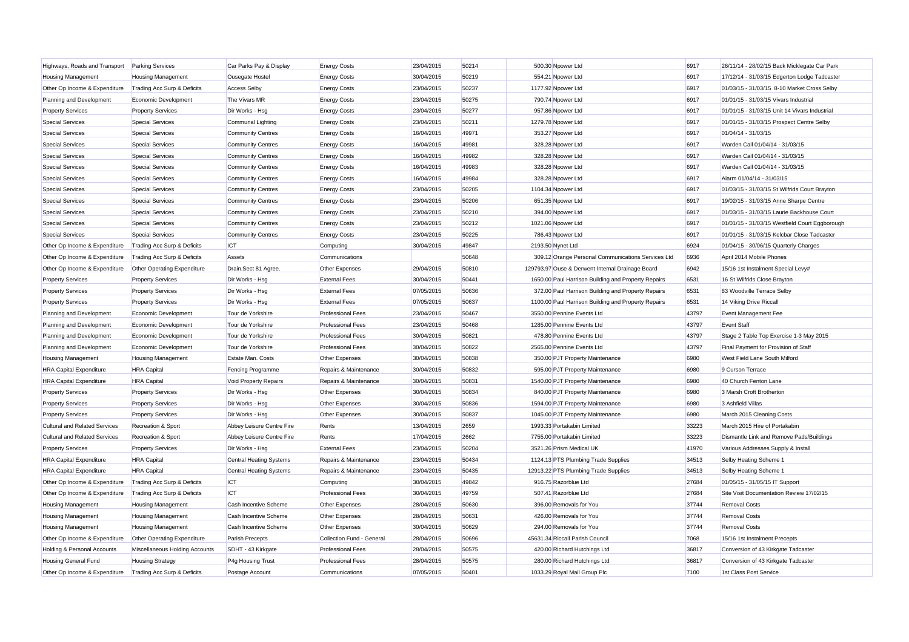| | | | | | | | | | |
|---|---|---|---|---|---|---|---|---|---|
| Highways, Roads and Transport | Parking Services | Car Parks Pay & Display | Energy Costs | 23/04/2015 | 50214 | 500.30 | Npower Ltd | 6917 | 26/11/14 - 28/02/15 Back Micklegate Car Park |
| Housing Management | Housing Management | Ousegate Hostel | Energy Costs | 30/04/2015 | 50219 | 554.21 | Npower Ltd | 6917 | 17/12/14 - 31/03/15 Edgerton Lodge Tadcaster |
| Other Op Income & Expenditure | Trading Acc Surp & Deficits | Access Selby | Energy Costs | 23/04/2015 | 50237 | 1177.92 | Npower Ltd | 6917 | 01/03/15 - 31/03/15 8-10 Market Cross Selby |
| Planning and Development | Economic Development | The Vivars MR | Energy Costs | 23/04/2015 | 50275 | 790.74 | Npower Ltd | 6917 | 01/01/15 - 31/03/15 Vivars Industrial |
| Property Services | Property Services | Dir Works - Hsg | Energy Costs | 23/04/2015 | 50277 | 957.86 | Npower Ltd | 6917 | 01/01/15 - 31/03/15 Unit 14 Vivars Industrial |
| Special Services | Special Services | Communal Lighting | Energy Costs | 23/04/2015 | 50211 | 1279.78 | Npower Ltd | 6917 | 01/01/15 - 31/03/15 Prospect Centre Selby |
| Special Services | Special Services | Community Centres | Energy Costs | 16/04/2015 | 49971 | 353.27 | Npower Ltd | 6917 | 01/04/14 - 31/03/15 |
| Special Services | Special Services | Community Centres | Energy Costs | 16/04/2015 | 49981 | 328.28 | Npower Ltd | 6917 | Warden Call 01/04/14 - 31/03/15 |
| Special Services | Special Services | Community Centres | Energy Costs | 16/04/2015 | 49982 | 328.28 | Npower Ltd | 6917 | Warden Call 01/04/14 - 31/03/15 |
| Special Services | Special Services | Community Centres | Energy Costs | 16/04/2015 | 49983 | 328.28 | Npower Ltd | 6917 | Warden Call 01/04/14 - 31/03/15 |
| Special Services | Special Services | Community Centres | Energy Costs | 16/04/2015 | 49984 | 328.28 | Npower Ltd | 6917 | Alarm 01/04/14 - 31/03/15 |
| Special Services | Special Services | Community Centres | Energy Costs | 23/04/2015 | 50205 | 1104.34 | Npower Ltd | 6917 | 01/03/15 - 31/03/15 St Wilfrids Court Brayton |
| Special Services | Special Services | Community Centres | Energy Costs | 23/04/2015 | 50206 | 651.35 | Npower Ltd | 6917 | 19/02/15 - 31/03/15 Anne Sharpe Centre |
| Special Services | Special Services | Community Centres | Energy Costs | 23/04/2015 | 50210 | 394.00 | Npower Ltd | 6917 | 01/03/15 - 31/03/15 Laurie Backhouse Court |
| Special Services | Special Services | Community Centres | Energy Costs | 23/04/2015 | 50212 | 1021.06 | Npower Ltd | 6917 | 01/01/15 - 31/03/15 Westfield Court Eggborough |
| Special Services | Special Services | Community Centres | Energy Costs | 23/04/2015 | 50225 | 786.43 | Npower Ltd | 6917 | 01/01/15 - 31/03/15 Kelcbar Close Tadcaster |
| Other Op Income & Expenditure | Trading Acc Surp & Deficits | ICT | Computing | 30/04/2015 | 49847 | 2193.50 | Nynet Ltd | 6924 | 01/04/15 - 30/06/15 Quarterly Charges |
| Other Op Income & Expenditure | Trading Acc Surp & Deficits | Assets | Communications | | 50648 | 309.12 | Orange Personal Communications Services Ltd | 6936 | April 2014 Mobile Phones |
| Other Op Income & Expenditure | Other Operating Expenditure | Drain.Sect 81 Agree. | Other Expenses | 29/04/2015 | 50810 | 129793.97 | Ouse & Derwent Internal Drainage Board | 6942 | 15/16 1st Instalment Special Levy# |
| Property Services | Property Services | Dir Works - Hsg | External Fees | 30/04/2015 | 50441 | 1650.00 | Paul Harrison Building and Property Repairs | 6531 | 16 St Wilfrids Close Brayton |
| Property Services | Property Services | Dir Works - Hsg | External Fees | 07/05/2015 | 50636 | 372.00 | Paul Harrison Building and Property Repairs | 6531 | 83 Woodville Terrace Selby |
| Property Services | Property Services | Dir Works - Hsg | External Fees | 07/05/2015 | 50637 | 1100.00 | Paul Harrison Building and Property Repairs | 6531 | 14 Viking Drive Riccall |
| Planning and Development | Economic Development | Tour de Yorkshire | Professional Fees | 23/04/2015 | 50467 | 3550.00 | Pennine Events Ltd | 43797 | Event Management Fee |
| Planning and Development | Economic Development | Tour de Yorkshire | Professional Fees | 23/04/2015 | 50468 | 1285.00 | Pennine Events Ltd | 43797 | Event Staff |
| Planning and Development | Economic Development | Tour de Yorkshire | Professional Fees | 30/04/2015 | 50821 | 478.80 | Pennine Events Ltd | 43797 | Stage 2 Table Top Exercise 1-3 May 2015 |
| Planning and Development | Economic Development | Tour de Yorkshire | Professional Fees | 30/04/2015 | 50822 | 2565.00 | Pennine Events Ltd | 43797 | Final Payment for Provision of Staff |
| Housing Management | Housing Management | Estate Man. Costs | Other Expenses | 30/04/2015 | 50838 | 350.00 | PJT Property Maintenance | 6980 | West Field Lane South Milford |
| HRA Capital Expenditure | HRA Capital | Fencing Programme | Repairs & Maintenance | 30/04/2015 | 50832 | 595.00 | PJT Property Maintenance | 6980 | 9 Curson Terrace |
| HRA Capital Expenditure | HRA Capital | Void Property Repairs | Repairs & Maintenance | 30/04/2015 | 50831 | 1540.00 | PJT Property Maintenance | 6980 | 40 Church Fenton Lane |
| Property Services | Property Services | Dir Works - Hsg | Other Expenses | 30/04/2015 | 50834 | 840.00 | PJT Property Maintenance | 6980 | 3 Marsh Croft Brotherton |
| Property Services | Property Services | Dir Works - Hsg | Other Expenses | 30/04/2015 | 50836 | 1594.00 | PJT Property Maintenance | 6980 | 3 Ashfield Villas |
| Property Services | Property Services | Dir Works - Hsg | Other Expenses | 30/04/2015 | 50837 | 1045.00 | PJT Property Maintenance | 6980 | March 2015 Cleaning Costs |
| Cultural and Related Services | Recreation & Sport | Abbey Leisure Centre Fire | Rents | 13/04/2015 | 2659 | 1993.33 | Portakabin Limited | 33223 | March 2015 Hire of Portakabin |
| Cultural and Related Services | Recreation & Sport | Abbey Leisure Centre Fire | Rents | 17/04/2015 | 2662 | 7755.00 | Portakabin Limited | 33223 | Dismantle Link and Remove Pads/Buildings |
| Property Services | Property Services | Dir Works - Hsg | External Fees | 23/04/2015 | 50204 | 3521.26 | Prism Medical UK | 41970 | Various Addresses Supply & Install |
| HRA Capital Expenditure | HRA Capital | Central Heating Systems | Repairs & Maintenance | 23/04/2015 | 50434 | 1124.13 | PTS Plumbing Trade Supplies | 34513 | Selby Heating Scheme 1 |
| HRA Capital Expenditure | HRA Capital | Central Heating Systems | Repairs & Maintenance | 23/04/2015 | 50435 | 12913.22 | PTS Plumbing Trade Supplies | 34513 | Selby Heating Scheme 1 |
| Other Op Income & Expenditure | Trading Acc Surp & Deficits | ICT | Computing | 30/04/2015 | 49842 | 916.75 | Razorblue Ltd | 27684 | 01/05/15 - 31/05/15 IT Support |
| Other Op Income & Expenditure | Trading Acc Surp & Deficits | ICT | Professional Fees | 30/04/2015 | 49759 | 507.41 | Razorblue Ltd | 27684 | Site Visit Documentation Review 17/02/15 |
| Housing Management | Housing Management | Cash Incentive Scheme | Other Expenses | 28/04/2015 | 50630 | 396.00 | Removals for You | 37744 | Removal Costs |
| Housing Management | Housing Management | Cash Incentive Scheme | Other Expenses | 28/04/2015 | 50631 | 426.00 | Removals for You | 37744 | Removal Costs |
| Housing Management | Housing Management | Cash Incentive Scheme | Other Expenses | 30/04/2015 | 50629 | 294.00 | Removals for You | 37744 | Removal Costs |
| Other Op Income & Expenditure | Other Operating Expenditure | Parish Precepts | Collection Fund - General | 28/04/2015 | 50696 | 45631.34 | Riccall Parish Council | 7068 | 15/16 1st Instalment Precepts |
| Holding & Personal Accounts | Miscellaneous Holding Accounts | SDHT - 43 Kirkgate | Professional Fees | 28/04/2015 | 50575 | 420.00 | Richard Hutchings Ltd | 36817 | Conversion of 43 Kirkgate Tadcaster |
| Housing General Fund | Housing Strategy | P4g Housing Trust | Professional Fees | 28/04/2015 | 50575 | 280.00 | Richard Hutchings Ltd | 36817 | Conversion of 43 Kirkgate Tadcaster |
| Other Op Income & Expenditure | Trading Acc Surp & Deficits | Postage Account | Communications | 07/05/2015 | 50401 | 1033.29 | Royal Mail Group Plc | 7100 | 1st Class Post Service |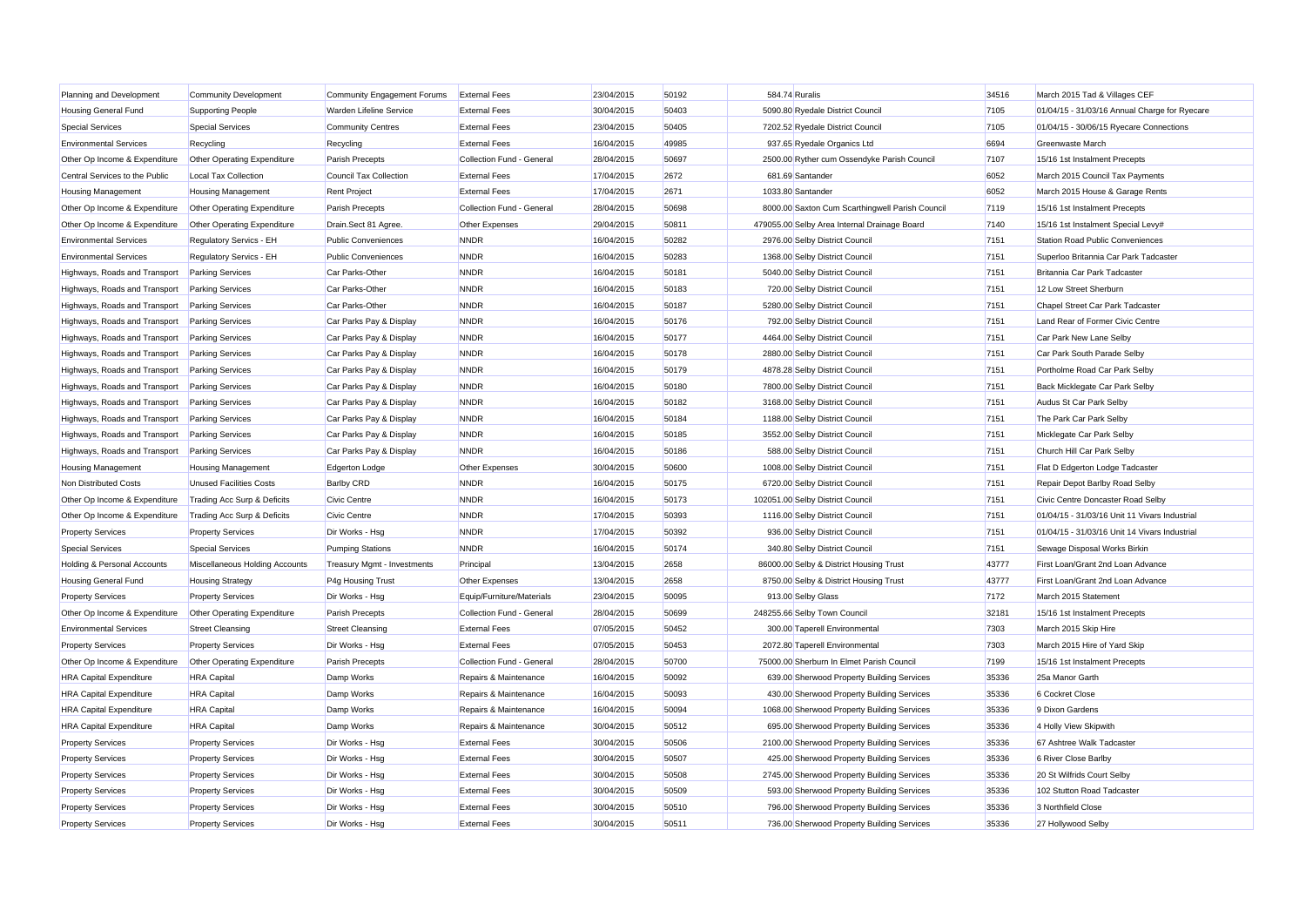| Planning and Development | Community Development | Community Engagement Forums | External Fees | 23/04/2015 | 50192 | 584.74 | Ruralis | 34516 | March 2015 Tad & Villages CEF |
|---|---|---|---|---|---|---|---|---|---|
| Housing General Fund | Supporting People | Warden Lifeline Service | External Fees | 30/04/2015 | 50403 | 5090.80 | Ryedale District Council | 7105 | 01/04/15 - 31/03/16 Annual Charge for Ryecare |
| Special Services | Special Services | Community Centres | External Fees | 23/04/2015 | 50405 | 7202.52 | Ryedale District Council | 7105 | 01/04/15 - 30/06/15 Ryecare Connections |
| Environmental Services | Recycling | Recycling | External Fees | 16/04/2015 | 49985 | 937.65 | Ryedale Organics Ltd | 6694 | Greenwaste March |
| Other Op Income & Expenditure | Other Operating Expenditure | Parish Precepts | Collection Fund - General | 28/04/2015 | 50697 | 2500.00 | Ryther cum Ossendyke Parish Council | 7107 | 15/16 1st Instalment Precepts |
| Central Services to the Public | Local Tax Collection | Council Tax Collection | External Fees | 17/04/2015 | 2672 | 681.69 | Santander | 6052 | March 2015 Council Tax Payments |
| Housing Management | Housing Management | Rent Project | External Fees | 17/04/2015 | 2671 | 1033.80 | Santander | 6052 | March 2015 House & Garage Rents |
| Other Op Income & Expenditure | Other Operating Expenditure | Parish Precepts | Collection Fund - General | 28/04/2015 | 50698 | 8000.00 | Saxton Cum Scarthingwell Parish Council | 7119 | 15/16 1st Instalment Precepts |
| Other Op Income & Expenditure | Other Operating Expenditure | Drain.Sect 81 Agree. | Other Expenses | 29/04/2015 | 50811 | 479055.00 | Selby Area Internal Drainage Board | 7140 | 15/16 1st Instalment Special Levy# |
| Environmental Services | Regulatory Servics - EH | Public Conveniences | NNDR | 16/04/2015 | 50282 | 2976.00 | Selby District Council | 7151 | Station Road Public Conveniences |
| Environmental Services | Regulatory Servics - EH | Public Conveniences | NNDR | 16/04/2015 | 50283 | 1368.00 | Selby District Council | 7151 | Superloo Britannia Car Park Tadcaster |
| Highways, Roads and Transport | Parking Services | Car Parks-Other | NNDR | 16/04/2015 | 50181 | 5040.00 | Selby District Council | 7151 | Britannia Car Park Tadcaster |
| Highways, Roads and Transport | Parking Services | Car Parks-Other | NNDR | 16/04/2015 | 50183 | 720.00 | Selby District Council | 7151 | 12 Low Street Sherburn |
| Highways, Roads and Transport | Parking Services | Car Parks-Other | NNDR | 16/04/2015 | 50187 | 5280.00 | Selby District Council | 7151 | Chapel Street Car Park Tadcaster |
| Highways, Roads and Transport | Parking Services | Car Parks Pay & Display | NNDR | 16/04/2015 | 50176 | 792.00 | Selby District Council | 7151 | Land Rear of Former Civic Centre |
| Highways, Roads and Transport | Parking Services | Car Parks Pay & Display | NNDR | 16/04/2015 | 50177 | 4464.00 | Selby District Council | 7151 | Car Park New Lane Selby |
| Highways, Roads and Transport | Parking Services | Car Parks Pay & Display | NNDR | 16/04/2015 | 50178 | 2880.00 | Selby District Council | 7151 | Car Park South Parade Selby |
| Highways, Roads and Transport | Parking Services | Car Parks Pay & Display | NNDR | 16/04/2015 | 50179 | 4878.28 | Selby District Council | 7151 | Portholme Road Car Park Selby |
| Highways, Roads and Transport | Parking Services | Car Parks Pay & Display | NNDR | 16/04/2015 | 50180 | 7800.00 | Selby District Council | 7151 | Back Micklegate Car Park Selby |
| Highways, Roads and Transport | Parking Services | Car Parks Pay & Display | NNDR | 16/04/2015 | 50182 | 3168.00 | Selby District Council | 7151 | Audus St Car Park Selby |
| Highways, Roads and Transport | Parking Services | Car Parks Pay & Display | NNDR | 16/04/2015 | 50184 | 1188.00 | Selby District Council | 7151 | The Park Car Park Selby |
| Highways, Roads and Transport | Parking Services | Car Parks Pay & Display | NNDR | 16/04/2015 | 50185 | 3552.00 | Selby District Council | 7151 | Micklegate Car Park Selby |
| Highways, Roads and Transport | Parking Services | Car Parks Pay & Display | NNDR | 16/04/2015 | 50186 | 588.00 | Selby District Council | 7151 | Church Hill Car Park Selby |
| Housing Management | Housing Management | Edgerton Lodge | Other Expenses | 30/04/2015 | 50600 | 1008.00 | Selby District Council | 7151 | Flat D Edgerton Lodge Tadcaster |
| Non Distributed Costs | Unused Facilities Costs | Barlby CRD | NNDR | 16/04/2015 | 50175 | 6720.00 | Selby District Council | 7151 | Repair Depot Barlby Road Selby |
| Other Op Income & Expenditure | Trading Acc Surp & Deficits | Civic Centre | NNDR | 16/04/2015 | 50173 | 102051.00 | Selby District Council | 7151 | Civic Centre Doncaster Road Selby |
| Other Op Income & Expenditure | Trading Acc Surp & Deficits | Civic Centre | NNDR | 17/04/2015 | 50393 | 1116.00 | Selby District Council | 7151 | 01/04/15 - 31/03/16 Unit 11 Vivars Industrial |
| Property Services | Property Services | Dir Works - Hsg | NNDR | 17/04/2015 | 50392 | 936.00 | Selby District Council | 7151 | 01/04/15 - 31/03/16 Unit 14 Vivars Industrial |
| Special Services | Special Services | Pumping Stations | NNDR | 16/04/2015 | 50174 | 340.80 | Selby District Council | 7151 | Sewage Disposal Works Birkin |
| Holding & Personal Accounts | Miscellaneous Holding Accounts | Treasury Mgmt - Investments | Principal | 13/04/2015 | 2658 | 86000.00 | Selby & District Housing Trust | 43777 | First Loan/Grant 2nd Loan Advance |
| Housing General Fund | Housing Strategy | P4g Housing Trust | Other Expenses | 13/04/2015 | 2658 | 8750.00 | Selby & District Housing Trust | 43777 | First Loan/Grant 2nd Loan Advance |
| Property Services | Property Services | Dir Works - Hsg | Equip/Furniture/Materials | 23/04/2015 | 50095 | 913.00 | Selby Glass | 7172 | March 2015 Statement |
| Other Op Income & Expenditure | Other Operating Expenditure | Parish Precepts | Collection Fund - General | 28/04/2015 | 50699 | 248255.66 | Selby Town Council | 32181 | 15/16 1st Instalment Precepts |
| Environmental Services | Street Cleansing | Street Cleansing | External Fees | 07/05/2015 | 50452 | 300.00 | Taperell Environmental | 7303 | March 2015 Skip Hire |
| Property Services | Property Services | Dir Works - Hsg | External Fees | 07/05/2015 | 50453 | 2072.80 | Taperell Environmental | 7303 | March 2015 Hire of Yard Skip |
| Other Op Income & Expenditure | Other Operating Expenditure | Parish Precepts | Collection Fund - General | 28/04/2015 | 50700 | 75000.00 | Sherburn In Elmet Parish Council | 7199 | 15/16 1st Instalment Precepts |
| HRA Capital Expenditure | HRA Capital | Damp Works | Repairs & Maintenance | 16/04/2015 | 50092 | 639.00 | Sherwood Property Building Services | 35336 | 25a Manor Garth |
| HRA Capital Expenditure | HRA Capital | Damp Works | Repairs & Maintenance | 16/04/2015 | 50093 | 430.00 | Sherwood Property Building Services | 35336 | 6 Cockret Close |
| HRA Capital Expenditure | HRA Capital | Damp Works | Repairs & Maintenance | 16/04/2015 | 50094 | 1068.00 | Sherwood Property Building Services | 35336 | 9 Dixon Gardens |
| HRA Capital Expenditure | HRA Capital | Damp Works | Repairs & Maintenance | 30/04/2015 | 50512 | 695.00 | Sherwood Property Building Services | 35336 | 4 Holly View Skipwith |
| Property Services | Property Services | Dir Works - Hsg | External Fees | 30/04/2015 | 50506 | 2100.00 | Sherwood Property Building Services | 35336 | 67 Ashtree Walk Tadcaster |
| Property Services | Property Services | Dir Works - Hsg | External Fees | 30/04/2015 | 50507 | 425.00 | Sherwood Property Building Services | 35336 | 6 River Close Barlby |
| Property Services | Property Services | Dir Works - Hsg | External Fees | 30/04/2015 | 50508 | 2745.00 | Sherwood Property Building Services | 35336 | 20 St Wilfrids Court Selby |
| Property Services | Property Services | Dir Works - Hsg | External Fees | 30/04/2015 | 50509 | 593.00 | Sherwood Property Building Services | 35336 | 102 Stutton Road Tadcaster |
| Property Services | Property Services | Dir Works - Hsg | External Fees | 30/04/2015 | 50510 | 796.00 | Sherwood Property Building Services | 35336 | 3 Northfield Close |
| Property Services | Property Services | Dir Works - Hsg | External Fees | 30/04/2015 | 50511 | 736.00 | Sherwood Property Building Services | 35336 | 27 Hollywood Selby |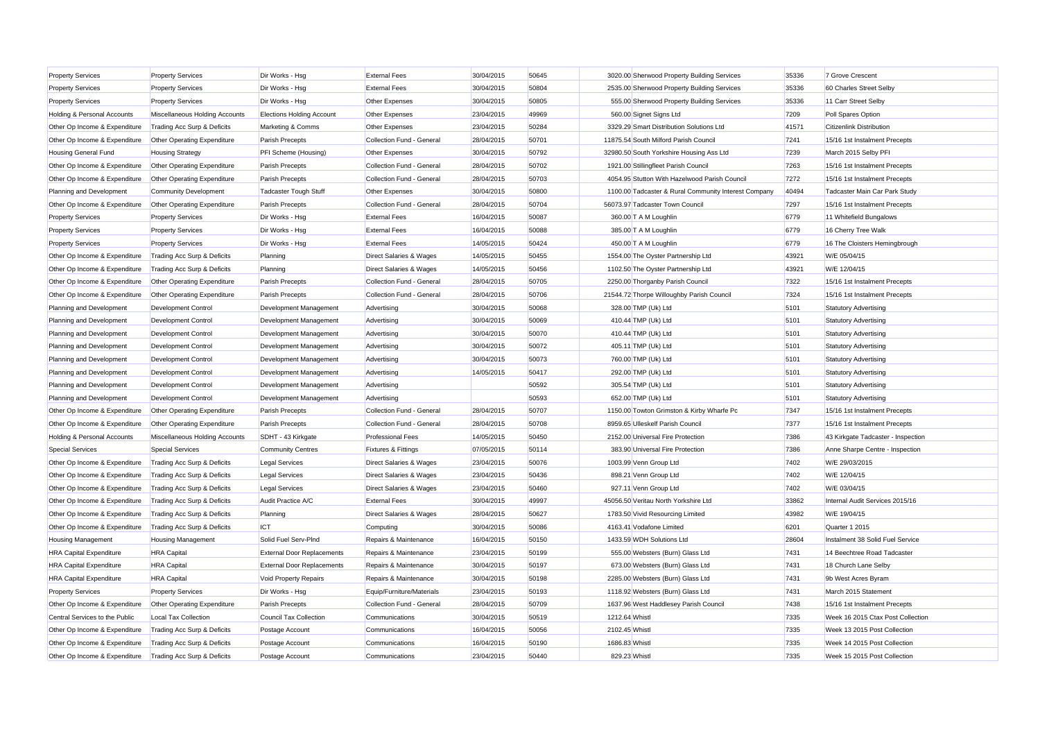| Property Services | Property Services | Dir Works - Hsg | External Fees | 30/04/2015 | 50645 | 3020.00 | Sherwood Property Building Services | 35336 | 7 Grove Crescent |
|---|---|---|---|---|---|---|---|---|---|
| Property Services | Property Services | Dir Works - Hsg | External Fees | 30/04/2015 | 50804 | 2535.00 | Sherwood Property Building Services | 35336 | 60 Charles Street Selby |
| Property Services | Property Services | Dir Works - Hsg | Other Expenses | 30/04/2015 | 50805 | 555.00 | Sherwood Property Building Services | 35336 | 11 Carr Street Selby |
| Holding & Personal Accounts | Miscellaneous Holding Accounts | Elections Holding Account | Other Expenses | 23/04/2015 | 49969 | 560.00 | Signet Signs Ltd | 7209 | Poll Spares Option |
| Other Op Income & Expenditure | Trading Acc Surp & Deficits | Marketing & Comms | Other Expenses | 23/04/2015 | 50284 | 3329.29 | Smart Distribution Solutions Ltd | 41571 | Citizenlink Distribution |
| Other Op Income & Expenditure | Other Operating Expenditure | Parish Precepts | Collection Fund - General | 28/04/2015 | 50701 | 11875.54 | South Milford Parish Council | 7241 | 15/16 1st Instalment Precepts |
| Housing General Fund | Housing Strategy | PFI Scheme (Housing) | Other Expenses | 30/04/2015 | 50792 | 32980.50 | South Yorkshire Housing Ass Ltd | 7239 | March 2015 Selby PFI |
| Other Op Income & Expenditure | Other Operating Expenditure | Parish Precepts | Collection Fund - General | 28/04/2015 | 50702 | 1921.00 | Stillingfleet Parish Council | 7263 | 15/16 1st Instalment Precepts |
| Other Op Income & Expenditure | Other Operating Expenditure | Parish Precepts | Collection Fund - General | 28/04/2015 | 50703 | 4054.95 | Stutton With Hazelwood Parish Council | 7272 | 15/16 1st Instalment Precepts |
| Planning and Development | Community Development | Tadcaster Tough Stuff | Other Expenses | 30/04/2015 | 50800 | 1100.00 | Tadcaster & Rural Community Interest Company | 40494 | Tadcaster Main Car Park Study |
| Other Op Income & Expenditure | Other Operating Expenditure | Parish Precepts | Collection Fund - General | 28/04/2015 | 50704 | 56073.97 | Tadcaster Town Council | 7297 | 15/16 1st Instalment Precepts |
| Property Services | Property Services | Dir Works - Hsg | External Fees | 16/04/2015 | 50087 | 360.00 | T A M Loughlin | 6779 | 11 Whitefield Bungalows |
| Property Services | Property Services | Dir Works - Hsg | External Fees | 16/04/2015 | 50088 | 385.00 | T A M Loughlin | 6779 | 16 Cherry Tree Walk |
| Property Services | Property Services | Dir Works - Hsg | External Fees | 14/05/2015 | 50424 | 450.00 | T A M Loughlin | 6779 | 16 The Cloisters Hemingbrough |
| Other Op Income & Expenditure | Trading Acc Surp & Deficits | Planning | Direct Salaries & Wages | 14/05/2015 | 50455 | 1554.00 | The Oyster Partnership Ltd | 43921 | W/E 05/04/15 |
| Other Op Income & Expenditure | Trading Acc Surp & Deficits | Planning | Direct Salaries & Wages | 14/05/2015 | 50456 | 1102.50 | The Oyster Partnership Ltd | 43921 | W/E 12/04/15 |
| Other Op Income & Expenditure | Other Operating Expenditure | Parish Precepts | Collection Fund - General | 28/04/2015 | 50705 | 2250.00 | Thorganby Parish Council | 7322 | 15/16 1st Instalment Precepts |
| Other Op Income & Expenditure | Other Operating Expenditure | Parish Precepts | Collection Fund - General | 28/04/2015 | 50706 | 21544.72 | Thorpe Willoughby Parish Council | 7324 | 15/16 1st Instalment Precepts |
| Planning and Development | Development Control | Development Management | Advertising | 30/04/2015 | 50068 | 328.00 | TMP (Uk) Ltd | 5101 | Statutory Advertising |
| Planning and Development | Development Control | Development Management | Advertising | 30/04/2015 | 50069 | 410.44 | TMP (Uk) Ltd | 5101 | Statutory Advertising |
| Planning and Development | Development Control | Development Management | Advertising | 30/04/2015 | 50070 | 410.44 | TMP (Uk) Ltd | 5101 | Statutory Advertising |
| Planning and Development | Development Control | Development Management | Advertising | 30/04/2015 | 50072 | 405.11 | TMP (Uk) Ltd | 5101 | Statutory Advertising |
| Planning and Development | Development Control | Development Management | Advertising | 30/04/2015 | 50073 | 760.00 | TMP (Uk) Ltd | 5101 | Statutory Advertising |
| Planning and Development | Development Control | Development Management | Advertising | 14/05/2015 | 50417 | 292.00 | TMP (Uk) Ltd | 5101 | Statutory Advertising |
| Planning and Development | Development Control | Development Management | Advertising | | 50592 | 305.54 | TMP (Uk) Ltd | 5101 | Statutory Advertising |
| Planning and Development | Development Control | Development Management | Advertising | | 50593 | 652.00 | TMP (Uk) Ltd | 5101 | Statutory Advertising |
| Other Op Income & Expenditure | Other Operating Expenditure | Parish Precepts | Collection Fund - General | 28/04/2015 | 50707 | 1150.00 | Towton Grimston & Kirby Wharfe Pc | 7347 | 15/16 1st Instalment Precepts |
| Other Op Income & Expenditure | Other Operating Expenditure | Parish Precepts | Collection Fund - General | 28/04/2015 | 50708 | 8959.65 | Ulleskelf Parish Council | 7377 | 15/16 1st Instalment Precepts |
| Holding & Personal Accounts | Miscellaneous Holding Accounts | SDHT - 43 Kirkgate | Professional Fees | 14/05/2015 | 50450 | 2152.00 | Universal Fire Protection | 7386 | 43 Kirkgate Tadcaster - Inspection |
| Special Services | Special Services | Community Centres | Fixtures & Fittings | 07/05/2015 | 50114 | 383.90 | Universal Fire Protection | 7386 | Anne Sharpe Centre - Inspection |
| Other Op Income & Expenditure | Trading Acc Surp & Deficits | Legal Services | Direct Salaries & Wages | 23/04/2015 | 50076 | 1003.99 | Venn Group Ltd | 7402 | W/E 29/03/2015 |
| Other Op Income & Expenditure | Trading Acc Surp & Deficits | Legal Services | Direct Salaries & Wages | 23/04/2015 | 50436 | 898.21 | Venn Group Ltd | 7402 | W/E 12/04/15 |
| Other Op Income & Expenditure | Trading Acc Surp & Deficits | Legal Services | Direct Salaries & Wages | 23/04/2015 | 50460 | 927.11 | Venn Group Ltd | 7402 | W/E 03/04/15 |
| Other Op Income & Expenditure | Trading Acc Surp & Deficits | Audit Practice A/C | External Fees | 30/04/2015 | 49997 | 45056.50 | Veritau North Yorkshire Ltd | 33862 | Internal Audit Services 2015/16 |
| Other Op Income & Expenditure | Trading Acc Surp & Deficits | Planning | Direct Salaries & Wages | 28/04/2015 | 50627 | 1783.50 | Vivid Resourcing Limited | 43982 | W/E 19/04/15 |
| Other Op Income & Expenditure | Trading Acc Surp & Deficits | ICT | Computing | 30/04/2015 | 50086 | 4163.41 | Vodafone Limited | 6201 | Quarter 1 2015 |
| Housing Management | Housing Management | Solid Fuel Serv-Plnd | Repairs & Maintenance | 16/04/2015 | 50150 | 1433.59 | WDH Solutions Ltd | 28604 | Instalment 38 Solid Fuel Service |
| HRA Capital Expenditure | HRA Capital | External Door Replacements | Repairs & Maintenance | 23/04/2015 | 50199 | 555.00 | Websters (Burn) Glass Ltd | 7431 | 14 Beechtree Road Tadcaster |
| HRA Capital Expenditure | HRA Capital | External Door Replacements | Repairs & Maintenance | 30/04/2015 | 50197 | 673.00 | Websters (Burn) Glass Ltd | 7431 | 18 Church Lane Selby |
| HRA Capital Expenditure | HRA Capital | Void Property Repairs | Repairs & Maintenance | 30/04/2015 | 50198 | 2285.00 | Websters (Burn) Glass Ltd | 7431 | 9b West Acres Byram |
| Property Services | Property Services | Dir Works - Hsg | Equip/Furniture/Materials | 23/04/2015 | 50193 | 1118.92 | Websters (Burn) Glass Ltd | 7431 | March 2015 Statement |
| Other Op Income & Expenditure | Other Operating Expenditure | Parish Precepts | Collection Fund - General | 28/04/2015 | 50709 | 1637.96 | West Haddlesey Parish Council | 7438 | 15/16 1st Instalment Precepts |
| Central Services to the Public | Local Tax Collection | Council Tax Collection | Communications | 30/04/2015 | 50519 | 1212.64 | Whistl | 7335 | Week 16 2015 Ctax Post Collection |
| Other Op Income & Expenditure | Trading Acc Surp & Deficits | Postage Account | Communications | 16/04/2015 | 50056 | 2102.45 | Whistl | 7335 | Week 13 2015 Post Collection |
| Other Op Income & Expenditure | Trading Acc Surp & Deficits | Postage Account | Communications | 16/04/2015 | 50190 | 1686.83 | Whistl | 7335 | Week 14 2015 Post Collection |
| Other Op Income & Expenditure | Trading Acc Surp & Deficits | Postage Account | Communications | 23/04/2015 | 50440 | 829.23 | Whistl | 7335 | Week 15 2015 Post Collection |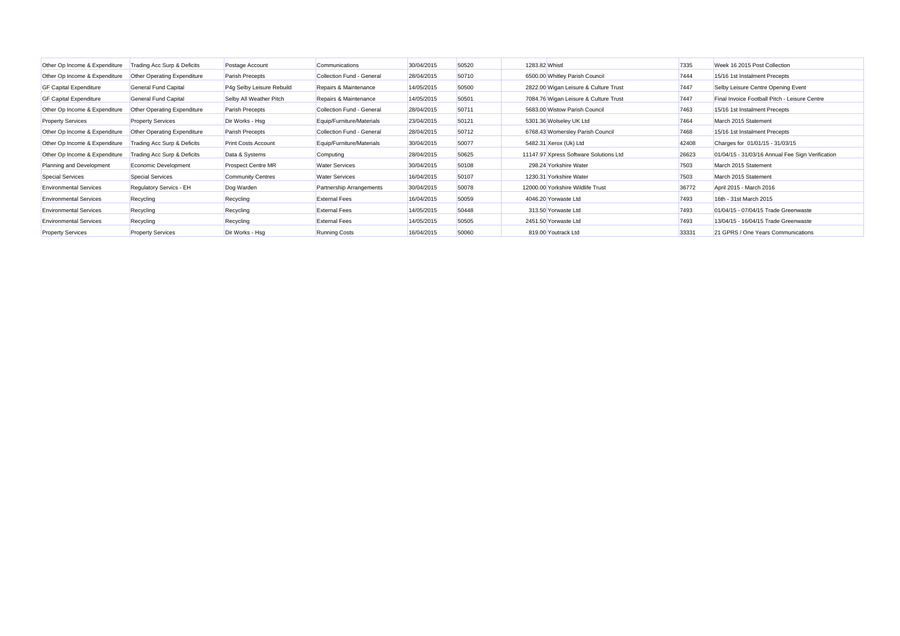| | | | | | | | | | |
|---|---|---|---|---|---|---|---|---|---|
| Other Op Income & Expenditure | Trading Acc Surp & Deficits | Postage Account | Communications | 30/04/2015 | 50520 | 1283.82 | Whistl | 7335 | Week 16 2015 Post Collection |
| Other Op Income & Expenditure | Other Operating Expenditure | Parish Precepts | Collection Fund - General | 28/04/2015 | 50710 | 6500.00 | Whitley Parish Council | 7444 | 15/16 1st Instalment Precepts |
| GF Capital Expenditure | General Fund Capital | P4g Selby Leisure Rebuild | Repairs & Maintenance | 14/05/2015 | 50500 | 2822.00 | Wigan Leisure & Culture Trust | 7447 | Selby Leisure Centre Opening Event |
| GF Capital Expenditure | General Fund Capital | Selby All Weather Pitch | Repairs & Maintenance | 14/05/2015 | 50501 | 7084.76 | Wigan Leisure & Culture Trust | 7447 | Final Invoice Football Pitch - Leisure Centre |
| Other Op Income & Expenditure | Other Operating Expenditure | Parish Precepts | Collection Fund - General | 28/04/2015 | 50711 | 5683.00 | Wistow Parish Council | 7463 | 15/16 1st Instalment Precepts |
| Property Services | Property Services | Dir Works - Hsg | Equip/Furniture/Materials | 23/04/2015 | 50121 | 5301.36 | Wolseley UK Ltd | 7464 | March 2015 Statement |
| Other Op Income & Expenditure | Other Operating Expenditure | Parish Precepts | Collection Fund - General | 28/04/2015 | 50712 | 6768.43 | Womersley Parish Council | 7468 | 15/16 1st Instalment Precepts |
| Other Op Income & Expenditure | Trading Acc Surp & Deficits | Print Costs Account | Equip/Furniture/Materials | 30/04/2015 | 50077 | 5482.31 | Xerox (Uk) Ltd | 42408 | Charges for 01/01/15 - 31/03/15 |
| Other Op Income & Expenditure | Trading Acc Surp & Deficits | Data & Systems | Computing | 28/04/2015 | 50625 | 11147.97 | Xpress Software Solutions Ltd | 26623 | 01/04/15 - 31/03/16 Annual Fee Sign Verification |
| Planning and Development | Economic Development | Prospect Centre MR | Water Services | 30/04/2015 | 50108 | 298.24 | Yorkshire Water | 7503 | March 2015 Statement |
| Special Services | Special Services | Community Centres | Water Services | 16/04/2015 | 50107 | 1230.31 | Yorkshire Water | 7503 | March 2015 Statement |
| Environmental Services | Regulatory Servics - EH | Dog Warden | Partnership Arrangements | 30/04/2015 | 50078 | 12000.00 | Yorkshire Wildlife Trust | 36772 | April 2015 - March 2016 |
| Environmental Services | Recycling | Recycling | External Fees | 16/04/2015 | 50059 | 4046.20 | Yorwaste Ltd | 7493 | 16th - 31st March 2015 |
| Environmental Services | Recycling | Recycling | External Fees | 14/05/2015 | 50448 | 313.50 | Yorwaste Ltd | 7493 | 01/04/15 - 07/04/15 Trade Greenwaste |
| Environmental Services | Recycling | Recycling | External Fees | 14/05/2015 | 50505 | 2451.50 | Yorwaste Ltd | 7493 | 13/04/15 - 16/04/15 Trade Greenwaste |
| Property Services | Property Services | Dir Works - Hsg | Running Costs | 16/04/2015 | 50060 | 819.00 | Youtrack Ltd | 33331 | 21 GPRS / One Years Communications |